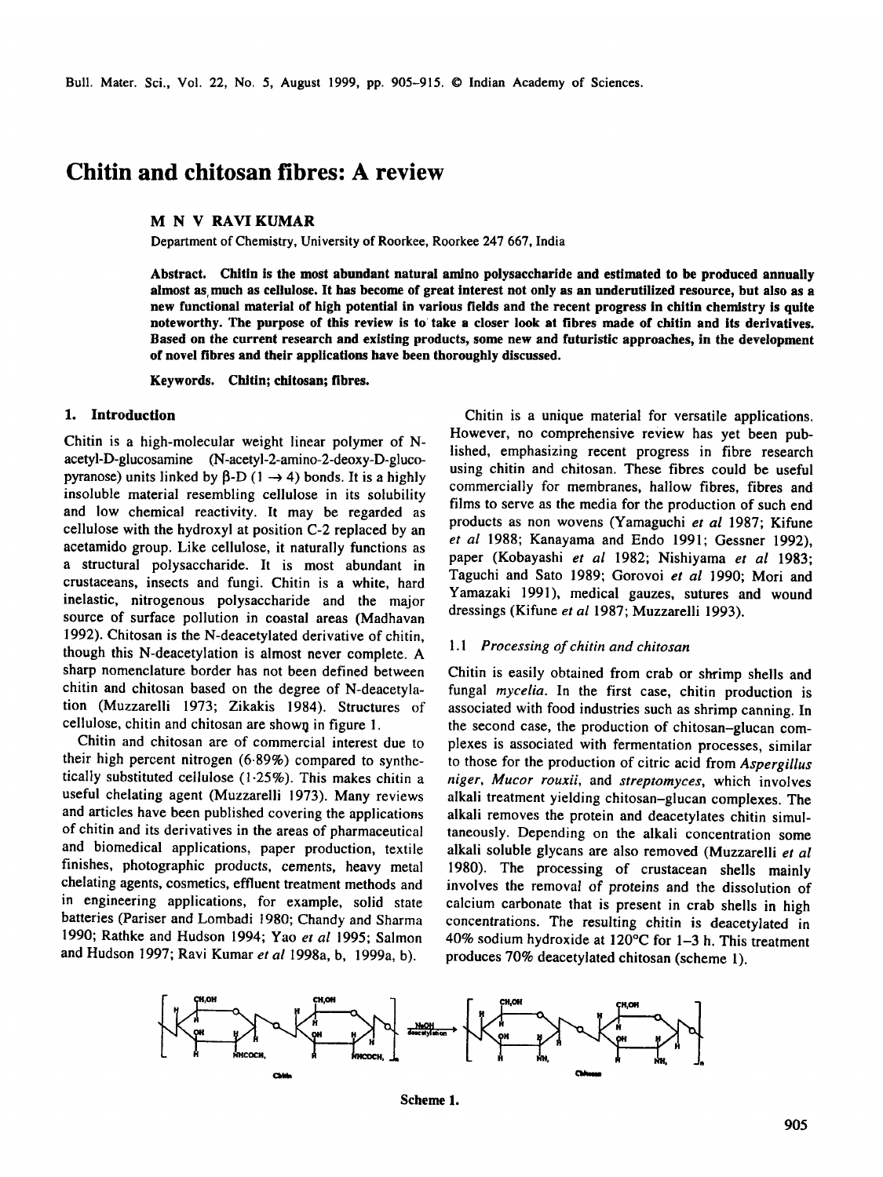# Chitin and chitosan fibres: A review

**M N V RAVI KUMAR**

Department of Chemistry, University of Roorkee, Roorkee 247 667, India

**Abstract.** Chitin is the most abundant natural amino polysaccharide and estimated to be produced annually almost as much as cellulose. It has become of great interest not only as an underutilized resource, but also as a new functional material of high potential in various fields and the recent progress in chitin chemistry is quite noteworthy. The purpose of this review is to take a closer look at fibres made of chitin and its derivatives. Based on the current research and existing products, some new and futuristic approaches, in the development of novel fibres and their applications have been thoroughly discussed.

**Keywords.** Chitin; chitosan; fibres.

## 1. Introduction

Chitin is a high-molecular weight linear polymer of N-acetyl-D-glucosamine (N-acetyl-2-amino-2-deoxy-D-glucopyranose) units linked by β-D (1 → 4) bonds. It is a highly insoluble material resembling cellulose in its solubility and low chemical reactivity. It may be regarded as cellulose with the hydroxyl at position C-2 replaced by an acetamido group. Like cellulose, it naturally functions as a structural polysaccharide. It is most abundant in crustaceans, insects and fungi. Chitin is a white, hard inelastic, nitrogenous polysaccharide and the major source of surface pollution in coastal areas (Madhavan 1992). Chitosan is the N-deacetylated derivative of chitin, though this N-deacetylation is almost never complete. A sharp nomenclature border has not been defined between chitin and chitosan based on the degree of N-deacetylation (Muzzarelli 1973; Zikakis 1984). Structures of cellulose, chitin and chitosan are shown in figure 1.

Chitin and chitosan are of commercial interest due to their high percent nitrogen (6·89%) compared to synthetically substituted cellulose (1·25%). This makes chitin a useful chelating agent (Muzzarelli 1973). Many reviews and articles have been published covering the applications of chitin and its derivatives in the areas of pharmaceutical and biomedical applications, paper production, textile finishes, photographic products, cements, heavy metal chelating agents, cosmetics, effluent treatment methods and in engineering applications, for example, solid state batteries (Pariser and Lombadi 1980; Chandy and Sharma 1990; Rathke and Hudson 1994; Yao *et al* 1995; Salmon and Hudson 1997; Ravi Kumar *et al* 1998a, b, 1999a, b).

Chitin is a unique material for versatile applications. However, no comprehensive review has yet been published, emphasizing recent progress in fibre research using chitin and chitosan. These fibres could be useful commercially for membranes, hallow fibres, fibres and films to serve as the media for the production of such end products as non wovens (Yamaguchi *et al* 1987; Kifune *et al* 1988; Kanayama and Endo 1991; Gessner 1992), paper (Kobayashi *et al* 1982; Nishiyama *et al* 1983; Taguchi and Sato 1989; Gorovoi *et al* 1990; Mori and Yamazaki 1991), medical gauzes, sutures and wound dressings (Kifune *et al* 1987; Muzzarelli 1993).

### 1.1 *Processing of chitin and chitosan*

Chitin is easily obtained from crab or shrimp shells and fungal *mycelia*. In the first case, chitin production is associated with food industries such as shrimp canning. In the second case, the production of chitosan–glucan complexes is associated with fermentation processes, similar to those for the production of citric acid from *Aspergillus niger*, *Mucor rouxii*, and *streptomyces*, which involves alkali treatment yielding chitosan–glucan complexes. The alkali removes the protein and deacetylates chitin simultaneously. Depending on the alkali concentration some alkali soluble glycans are also removed (Muzzarelli *et al* 1980). The processing of crustacean shells mainly involves the removal of proteins and the dissolution of calcium carbonate that is present in crab shells in high concentrations. The resulting chitin is deacetylated in 40% sodium hydroxide at 120°C for 1–3 h. This treatment produces 70% deacetylated chitosan (scheme 1).

Scheme 1.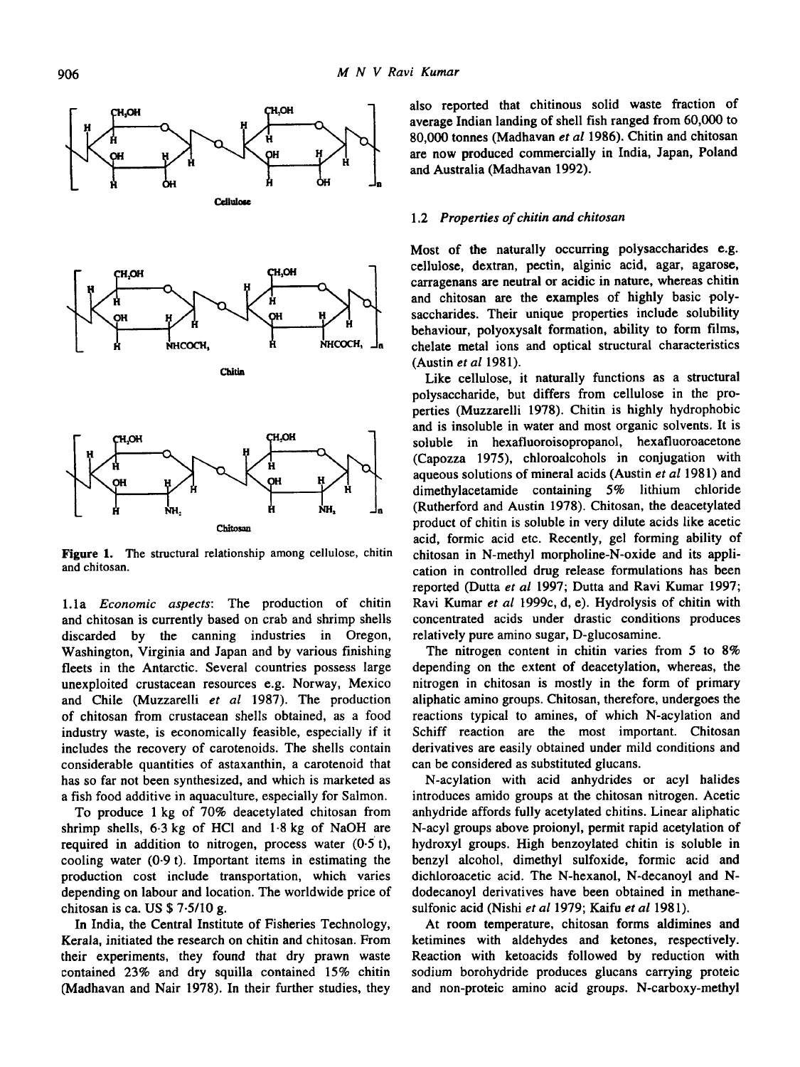Cellulose

Chitin

Chitosan

**Figure 1.** The structural relationship among cellulose, chitin and chitosan.

1.1a *Economic aspects*: The production of chitin and chitosan is currently based on crab and shrimp shells discarded by the canning industries in Oregon, Washington, Virginia and Japan and by various finishing fleets in the Antarctic. Several countries possess large unexploited crustacean resources e.g. Norway, Mexico and Chile (Muzzarelli *et al* 1987). The production of chitosan from crustacean shells obtained, as a food industry waste, is economically feasible, especially if it includes the recovery of carotenoids. The shells contain considerable quantities of astaxanthin, a carotenoid that has so far not been synthesized, and which is marketed as a fish food additive in aquaculture, especially for Salmon.

To produce 1 kg of 70% deacetylated chitosan from shrimp shells, 6·3 kg of HCl and 1·8 kg of NaOH are required in addition to nitrogen, process water (0·5 t), cooling water (0·9 t). Important items in estimating the production cost include transportation, which varies depending on labour and location. The worldwide price of chitosan is ca. US $ 7·5/10 g.

In India, the Central Institute of Fisheries Technology, Kerala, initiated the research on chitin and chitosan. From their experiments, they found that dry prawn waste contained 23% and dry squilla contained 15% chitin (Madhavan and Nair 1978). In their further studies, they also reported that chitinous solid waste fraction of average Indian landing of shell fish ranged from 60,000 to 80,000 tonnes (Madhavan *et al* 1986). Chitin and chitosan are now produced commercially in India, Japan, Poland and Australia (Madhavan 1992).

### 1.2 *Properties of chitin and chitosan*

Most of the naturally occurring polysaccharides e.g. cellulose, dextran, pectin, alginic acid, agar, agarose, carragenans are neutral or acidic in nature, whereas chitin and chitosan are the examples of highly basic polysaccharides. Their unique properties include solubility behaviour, polyoxysalt formation, ability to form films, chelate metal ions and optical structural characteristics (Austin *et al* 1981).

Like cellulose, it naturally functions as a structural polysaccharide, but differs from cellulose in the properties (Muzzarelli 1978). Chitin is highly hydrophobic and is insoluble in water and most organic solvents. It is soluble in hexafluoroisopropanol, hexafluoroacetone (Capozza 1975), chloroalcohols in conjugation with aqueous solutions of mineral acids (Austin *et al* 1981) and dimethylacetamide containing 5% lithium chloride (Rutherford and Austin 1978). Chitosan, the deacetylated product of chitin is soluble in very dilute acids like acetic acid, formic acid etc. Recently, gel forming ability of chitosan in N-methyl morpholine-N-oxide and its application in controlled drug release formulations has been reported (Dutta *et al* 1997; Dutta and Ravi Kumar 1997; Ravi Kumar *et al* 1999c, d, e). Hydrolysis of chitin with concentrated acids under drastic conditions produces relatively pure amino sugar, D-glucosamine.

The nitrogen content in chitin varies from 5 to 8% depending on the extent of deacetylation, whereas, the nitrogen in chitosan is mostly in the form of primary aliphatic amino groups. Chitosan, therefore, undergoes the reactions typical to amines, of which N-acylation and Schiff reaction are the most important. Chitosan derivatives are easily obtained under mild conditions and can be considered as substituted glucans.

N-acylation with acid anhydrides or acyl halides introduces amido groups at the chitosan nitrogen. Acetic anhydride affords fully acetylated chitins. Linear aliphatic N-acyl groups above proionyl, permit rapid acetylation of hydroxyl groups. High benzoylated chitin is soluble in benzyl alcohol, dimethyl sulfoxide, formic acid and dichloroacetic acid. The N-hexanol, N-decanoyl and N-dodecanoyl derivatives have been obtained in methanesulfonic acid (Nishi *et al* 1979; Kaifu *et al* 1981).

At room temperature, chitosan forms aldimines and ketimines with aldehydes and ketones, respectively. Reaction with ketoacids followed by reduction with sodium borohydride produces glucans carrying proteic and non-proteic amino acid groups. N-carboxy-methyl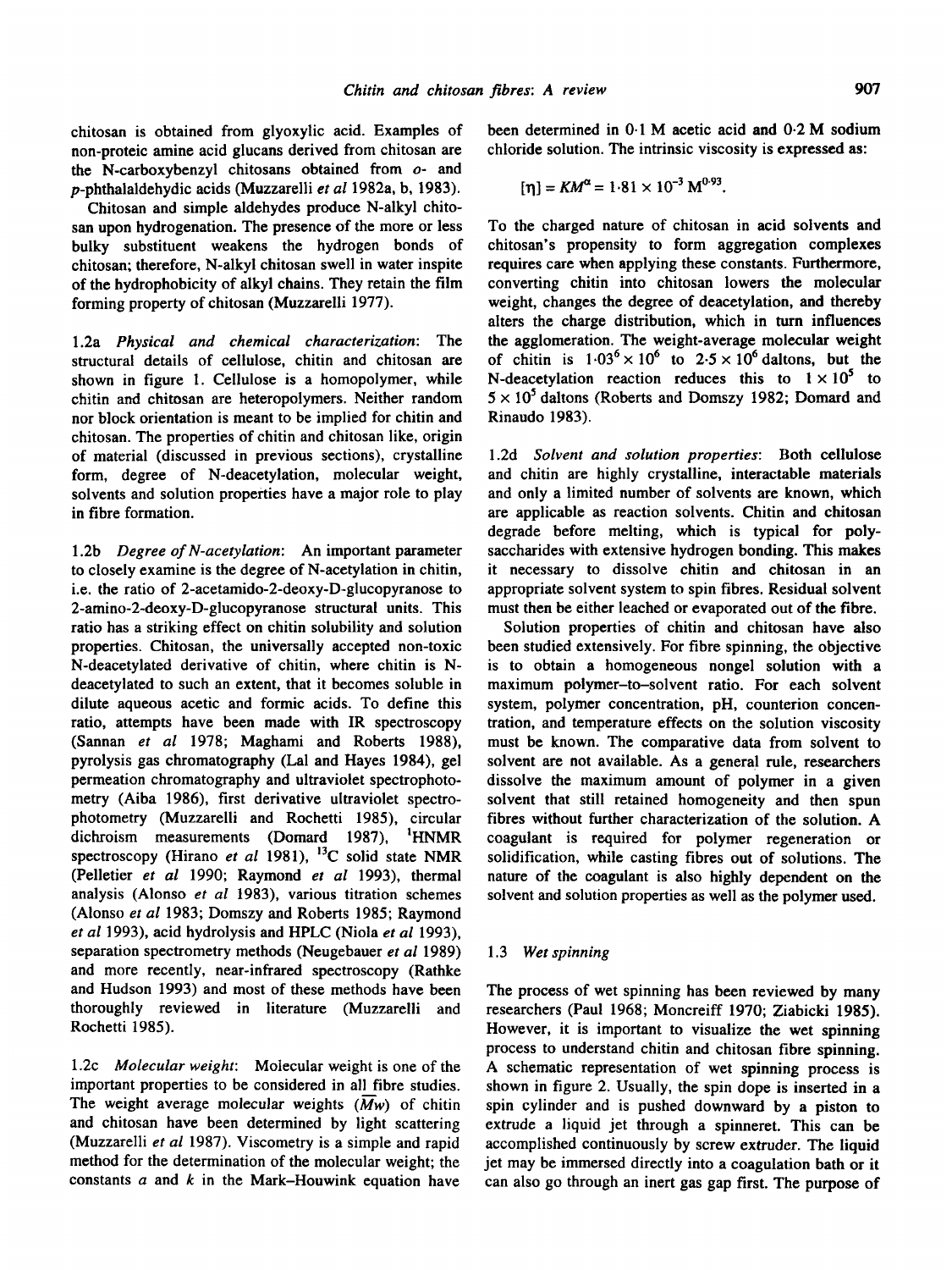chitosan is obtained from glyoxylic acid. Examples of non-proteic amine amid glucans derived from chitosan are the N-carboxybenzyl chitosans obtained from *o*- and *p*-phthalaldehydic acids (Muzzarelli *et al* 1982a, b, 1983).

Chitosan and simple aldehydes produce N-alkyl chitosan upon hydrogenation. The presence of the more or less bulky substituent weakens the hydrogen bonds of chitosan; therefore, N-alkyl chitosan swell in water inspite of the hydrophobicity of alkyl chains. They retain the film forming property of chitosan (Muzzarelli 1977).

1.2a *Physical and chemical characterization*: The structural details of cellulose, chitin and chitosan are shown in figure 1. Cellulose is a homopolymer, while chitin and chitosan are heteropolymers. Neither random nor block orientation is meant to be implied for chitin and chitosan. The properties of chitin and chitosan like, origin of material (discussed in previous sections), crystalline form, degree of N-deacetylation, molecular weight, solvents and solution properties have a major role to play in fibre formation.

1.2b *Degree of N-acetylation*: An important parameter to closely examine is the degree of N-acetylation in chitin, i.e. the ratio of 2-acetamido-2-deoxy-D-glucopyranose to 2-amino-2-deoxy-D-glucopyranose structural units. This ratio has a striking effect on chitin solubility and solution properties. Chitosan, the universally accepted non-toxic N-deacetylated derivative of chitin, where chitin is N-deacetylated to such an extent, that it becomes soluble in dilute aqueous acetic and formic acids. To define this ratio, attempts have been made with IR spectroscopy (Sannan *et al* 1978; Maghami and Roberts 1988), pyrolysis gas chromatography (Lal and Hayes 1984), gel permeation chromatography and ultraviolet spectrophotometry (Aiba 1986), first derivative ultraviolet spectrophotometry (Muzzarelli and Rochetti 1985), circular dichroism measurements (Domard 1987), $^{1}$HNMR spectroscopy (Hirano *et al* 1981), $^{13}$C solid state NMR (Pelletier *et al* 1990; Raymond *et al* 1993), thermal analysis (Alonso *et al* 1983), various titration schemes (Alonso *et al* 1983; Domszy and Roberts 1985; Raymond *et al* 1993), acid hydrolysis and HPLC (Niola *et al* 1993), separation spectrometry methods (Neugebauer *et al* 1989) and more recently, near-infrared spectroscopy (Rathke and Hudson 1993) and most of these methods have been thoroughly reviewed in literature (Muzzarelli and Rochetti 1985).

1.2c *Molecular weight*: Molecular weight is one of the important properties to be considered in all fibre studies. The weight average molecular weights ($\overline{Mw}$) of chitin and chitosan have been determined by light scattering (Muzzarelli *et al* 1987). Viscometry is a simple and rapid method for the determination of the molecular weight; the constants $a$ and $k$ in the Mark–Houwink equation have been determined in 0·1 M acetic acid and 0·2 M sodium chloride solution. The intrinsic viscosity is expressed as:

$$[\eta] = KM^{\alpha} = 1{\cdot}81 \times 10^{-3}\, M^{0{\cdot}93}.$$

To the charged nature of chitosan in acid solvents and chitosan's propensity to form aggregation complexes requires care when applying these constants. Furthermore, converting chitin into chitosan lowers the molecular weight, changes the degree of deacetylation, and thereby alters the charge distribution, which in turn influences the agglomeration. The weight-average molecular weight of chitin is $1{\cdot}03^{6} \times 10^{6}$ to $2{\cdot}5 \times 10^{6}$ daltons, but the N-deacetylation reaction reduces this to $1 \times 10^{5}$ to $5 \times 10^{5}$ daltons (Roberts and Domszy 1982; Domard and Rinaudo 1983).

1.2d *Solvent and solution properties*: Both cellulose and chitin are highly crystalline, interactable materials and only a limited number of solvents are known, which are applicable as reaction solvents. Chitin and chitosan degrade before melting, which is typical for polysaccharides with extensive hydrogen bonding. This makes it necessary to dissolve chitin and chitosan in an appropriate solvent system to spin fibres. Residual solvent must then be either leached or evaporated out of the fibre.

Solution properties of chitin and chitosan have also been studied extensively. For fibre spinning, the objective is to obtain a homogeneous nongel solution with a maximum polymer-to-solvent ratio. For each solvent system, polymer concentration, pH, counterion concentration, and temperature effects on the solution viscosity must be known. The comparative data from solvent to solvent are not available. As a general rule, researchers dissolve the maximum amount of polymer in a given solvent that still retained homogeneity and then spun fibres without further characterization of the solution. A coagulant is required for polymer regeneration or solidification, while casting fibres out of solutions. The nature of the coagulant is also highly dependent on the solvent and solution properties as well as the polymer used.

### 1.3 *Wet spinning*

The process of wet spinning has been reviewed by many researchers (Paul 1968; Moncreiff 1970; Ziabicki 1985). However, it is important to visualize the wet spinning process to understand chitin and chitosan fibre spinning. A schematic representation of wet spinning process is shown in figure 2. Usually, the spin dope is inserted in a spin cylinder and is pushed downward by a piston to extrude a liquid jet through a spinneret. This can be accomplished continuously by screw extruder. The liquid jet may be immersed directly into a coagulation bath or it can also go through an inert gas gap first. The purpose of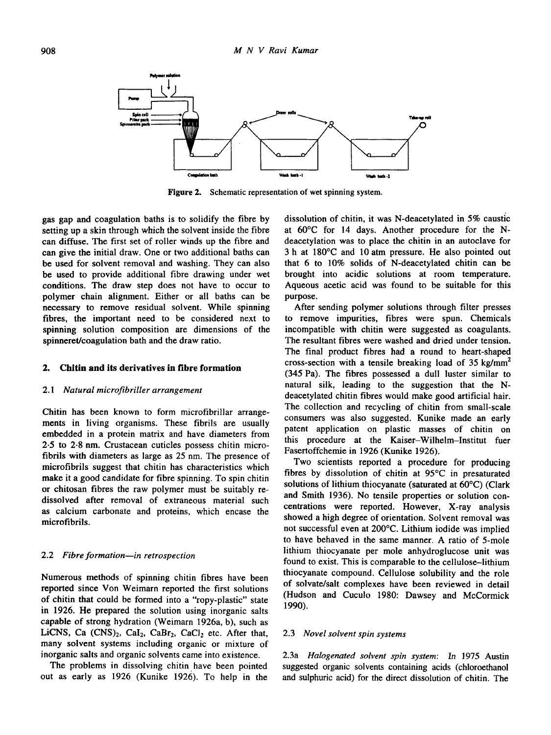Figure 2. Schematic representation of wet spinning system.

gas gap and coagulation baths is to solidify the fibre by setting up a skin through which the solvent inside the fibre can diffuse. The first set of roller winds up the fibre and can give the initial draw. One or two additional baths can be used for solvent removal and washing. They can also be used to provide additional fibre drawing under wet conditions. The draw step does not have to occur to polymer chain alignment. Either or all baths can be necessary to remove residual solvent. While spinning fibres, the important need to be considered next to spinning solution composition are dimensions of the spinneret/coagulation bath and the draw ratio.

## 2. Chitin and its derivatives in fibre formation

### 2.1 *Natural microfibriller arrangement*

Chitin has been known to form microfibrillar arrangements in living organisms. These fibrils are usually embedded in a protein matrix and have diameters from 2·5 to 2·8 nm. Crustacean cuticles possess chitin microfibrils with diameters as large as 25 nm. The presence of microfibrils suggest that chitin has characteristics which make it a good candidate for fibre spinning. To spin chitin or chitosan fibres the raw polymer must be suitably redissolved after removal of extraneous material such as calcium carbonate and proteins, which encase the microfibrils.

### 2.2 *Fibre formation—in retrospection*

Numerous methods of spinning chitin fibres have been reported since Von Weimarn reported the first solutions of chitin that could be formed into a "ropy-plastic" state in 1926. He prepared the solution using inorganic salts capable of strong hydration (Weimarn 1926a, b), such as LiCNS, $Ca(CNS)_2$, $CaI_2$, $CaBr_2$, $CaCl_2$ etc. After that, many solvent systems including organic or mixture of inorganic salts and organic solvents came into existence.

The problems in dissolving chitin have been pointed out as early as 1926 (Kunike 1926). To help in the dissolution of chitin, it was N-deacetylated in 5% caustic at 60°C for 14 days. Another procedure for the N-deacetylation was to place the chitin in an autoclave for 3 h at 180°C and 10 atm pressure. He also pointed out that 6 to 10% solids of N-deacetylated chitin can be brought into acidic solutions at room temperature. Aqueous acetic acid was found to be suitable for this purpose.

After sending polymer solutions through filter presses to remove impurities, fibres were spun. Chemicals incompatible with chitin were suggested as coagulants. The resultant fibres were washed and dried under tension. The final product fibres had a round to heart-shaped cross-section with a tensile breaking load of 35 $kg/mm^2$ (345 Pa). The fibres possessed a dull luster similar to natural silk, leading to the suggestion that the N-deacetylated chitin fibres would make good artificial hair. The collection and recycling of chitin from small-scale consumers was also suggested. Kunike made an early patent application on plastic masses of chitin on this procedure at the Kaiser–Wilhelm–Institut fuer Fasertoffchemie in 1926 (Kunike 1926).

Two scientists reported a procedure for producing fibres by dissolution of chitin at 95°C in presaturated solutions of lithium thiocyanate (saturated at 60°C) (Clark and Smith 1936). No tensile properties or solution concentrations were reported. However, X-ray analysis showed a high degree of orientation. Solvent removal was not successful even at 200°C. Lithium iodide was implied to have behaved in the same manner. A ratio of 5-mole lithium thiocyanate per mole anhydroglucose unit was found to exist. This is comparable to the cellulose–lithium thiocyanate compound. Cellulose solubility and the role of solvate/salt complexes have been reviewed in detail (Hudson and Cuculo 1980: Dawsey and McCormick 1990).

### 2.3 *Novel solvent spin systems*

2.3a *Halogenated solvent spin system*: In 1975 Austin suggested organic solvents containing acids (chloroethanol and sulphuric acid) for the direct dissolution of chitin. The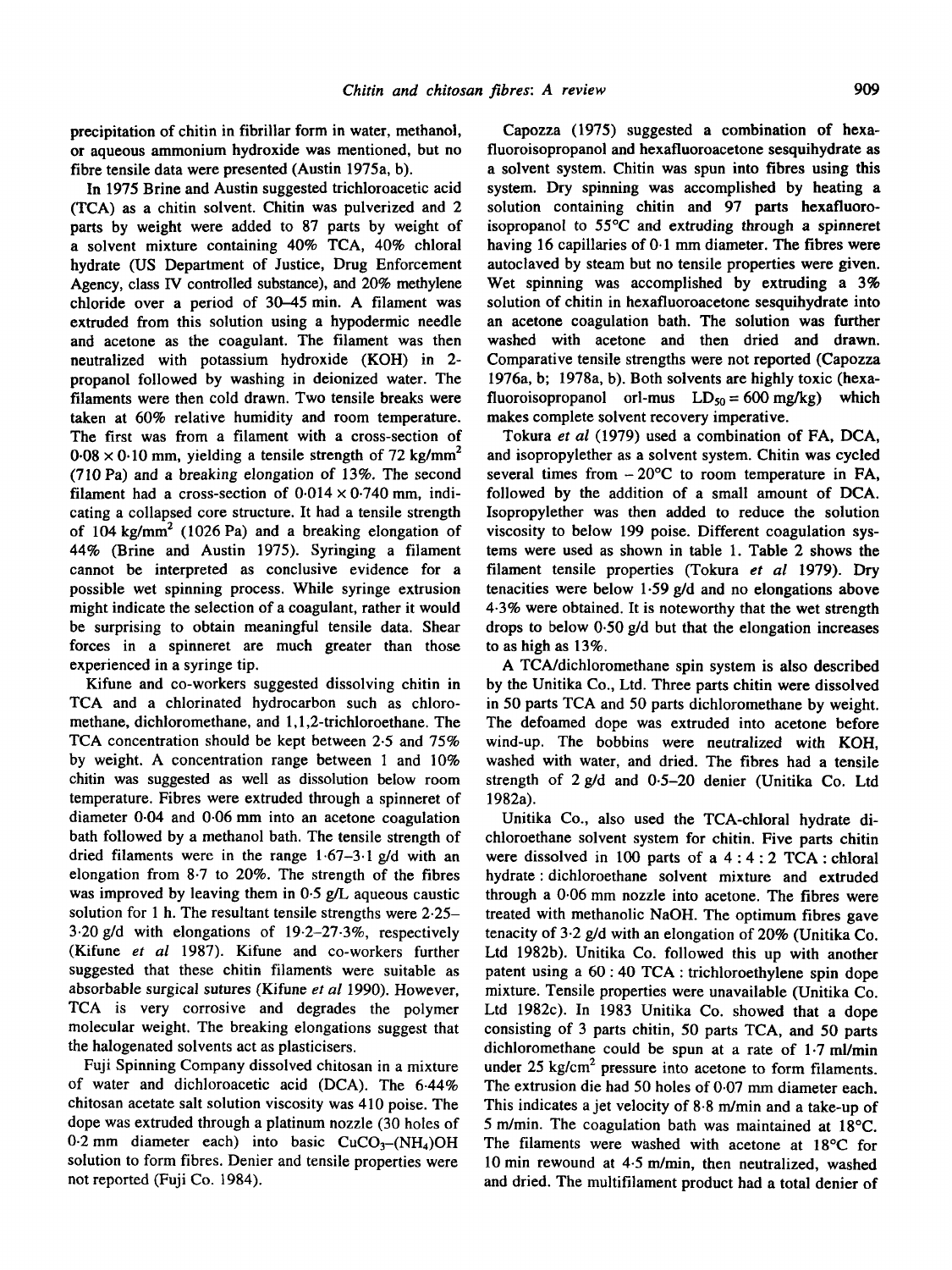precipitation of chitin in fibrillar form in water, methanol, or aqueous ammonium hydroxide was mentioned, but no fibre tensile data were presented (Austin 1975a, b).

In 1975 Brine and Austin suggested trichloroacetic acid (TCA) as a chitin solvent. Chitin was pulverized and 2 parts by weight were added to 87 parts by weight of a solvent mixture containing 40% TCA, 40% chloral hydrate (US Department of Justice, Drug Enforcement Agency, class IV controlled substance), and 20% methylene chloride over a period of 30–45 min. A filament was extruded from this solution using a hypodermic needle and acetone as the coagulant. The filament was then neutralized with potassium hydroxide (KOH) in 2-propanol followed by washing in deionized water. The filaments were then cold drawn. Two tensile breaks were taken at 60% relative humidity and room temperature. The first was from a filament with a cross-section of $0.08 \times 0.10$ mm, yielding a tensile strength of 72 kg/mm$^2$ (710 Pa) and a breaking elongation of 13%. The second filament had a cross-section of $0.014 \times 0.740$ mm, indicating a collapsed core structure. It had a tensile strength of 104 kg/mm$^2$ (1026 Pa) and a breaking elongation of 44% (Brine and Austin 1975). Syringing a filament cannot be interpreted as conclusive evidence for a possible wet spinning process. While syringe extrusion might indicate the selection of a coagulant, rather it would be surprising to obtain meaningful tensile data. Shear forces in a spinneret are much greater than those experienced in a syringe tip.

Kifune and co-workers suggested dissolving chitin in TCA and a chlorinated hydrocarbon such as chloromethane, dichloromethane, and 1,1,2-trichloroethane. The TCA concentration should be kept between 2·5 and 75% by weight. A concentration range between 1 and 10% chitin was suggested as well as dissolution below room temperature. Fibres were extruded through a spinneret of diameter 0·04 and 0·06 mm into an acetone coagulation bath followed by a methanol bath. The tensile strength of dried filaments were in the range 1·67–3·1 g/d with an elongation from 8·7 to 20%. The strength of the fibres was improved by leaving them in 0·5 g/L aqueous caustic solution for 1 h. The resultant tensile strengths were 2·25–3·20 g/d with elongations of 19·2–27·3%, respectively (Kifune *et al* 1987). Kifune and co-workers further suggested that these chitin filaments were suitable as absorbable surgical sutures (Kifune *et al* 1990). However, TCA is very corrosive and degrades the polymer molecular weight. The breaking elongations suggest that the halogenated solvents act as plasticisers.

Fuji Spinning Company dissolved chitosan in a mixture of water and dichloroacetic acid (DCA). The 6·44% chitosan acetate salt solution viscosity was 410 poise. The dope was extruded through a platinum nozzle (30 holes of 0·2 mm diameter each) into basic $CuCO_3$–$(NH_4)OH$ solution to form fibres. Denier and tensile properties were not reported (Fuji Co. 1984).

Capozza (1975) suggested a combination of hexafluoroisopropanol and hexafluoroacetone sesquihydrate as a solvent system. Chitin was spun into fibres using this system. Dry spinning was accomplished by heating a solution containing chitin and 97 parts hexafluoroisopropanol to 55°C and extruding through a spinneret having 16 capillaries of 0·1 mm diameter. The fibres were autoclaved by steam but no tensile properties were given. Wet spinning was accomplished by extruding a 3% solution of chitin in hexafluoroacetone sesquihydrate into an acetone coagulation bath. The solution was further washed with acetone and then dried and drawn. Comparative tensile strengths were not reported (Capozza 1976a, b; 1978a, b). Both solvents are highly toxic (hexafluoroisopropanol orl-mus $LD_{50} = 600$ mg/kg) which makes complete solvent recovery imperative.

Tokura *et al* (1979) used a combination of FA, DCA, and isopropylether as a solvent system. Chitin was cycled several times from −20°C to room temperature in FA, followed by the addition of a small amount of DCA. Isopropylether was then added to reduce the solution viscosity to below 199 poise. Different coagulation systems were used as shown in table 1. Table 2 shows the filament tensile properties (Tokura *et al* 1979). Dry tenacities were below 1·59 g/d and no elongations above 4·3% were obtained. It is noteworthy that the wet strength drops to below 0·50 g/d but that the elongation increases to as high as 13%.

A TCA/dichloromethane spin system is also described by the Unitika Co., Ltd. Three parts chitin were dissolved in 50 parts TCA and 50 parts dichloromethane by weight. The defoamed dope was extruded into acetone before wind-up. The bobbins were neutralized with KOH, washed with water, and dried. The fibres had a tensile strength of 2 g/d and 0·5–20 denier (Unitika Co. Ltd 1982a).

Unitika Co., also used the TCA-chloral hydrate dichloroethane solvent system for chitin. Five parts chitin were dissolved in 100 parts of a 4 : 4 : 2 TCA : chloral hydrate : dichloroethane solvent mixture and extruded through a 0·06 mm nozzle into acetone. The fibres were treated with methanolic NaOH. The optimum fibres gave tenacity of 3·2 g/d with an elongation of 20% (Unitika Co. Ltd 1982b). Unitika Co. followed this up with another patent using a 60 : 40 TCA : trichloroethylene spin dope mixture. Tensile properties were unavailable (Unitika Co. Ltd 1982c). In 1983 Unitika Co. showed that a dope consisting of 3 parts chitin, 50 parts TCA, and 50 parts dichloromethane could be spun at a rate of 1·7 ml/min under 25 kg/cm$^2$ pressure into acetone to form filaments. The extrusion die had 50 holes of 0·07 mm diameter each. This indicates a jet velocity of 8·8 m/min and a take-up of 5 m/min. The coagulation bath was maintained at 18°C. The filaments were washed with acetone at 18°C for 10 min rewound at 4·5 m/min, then neutralized, washed and dried. The multifilament product had a total denier of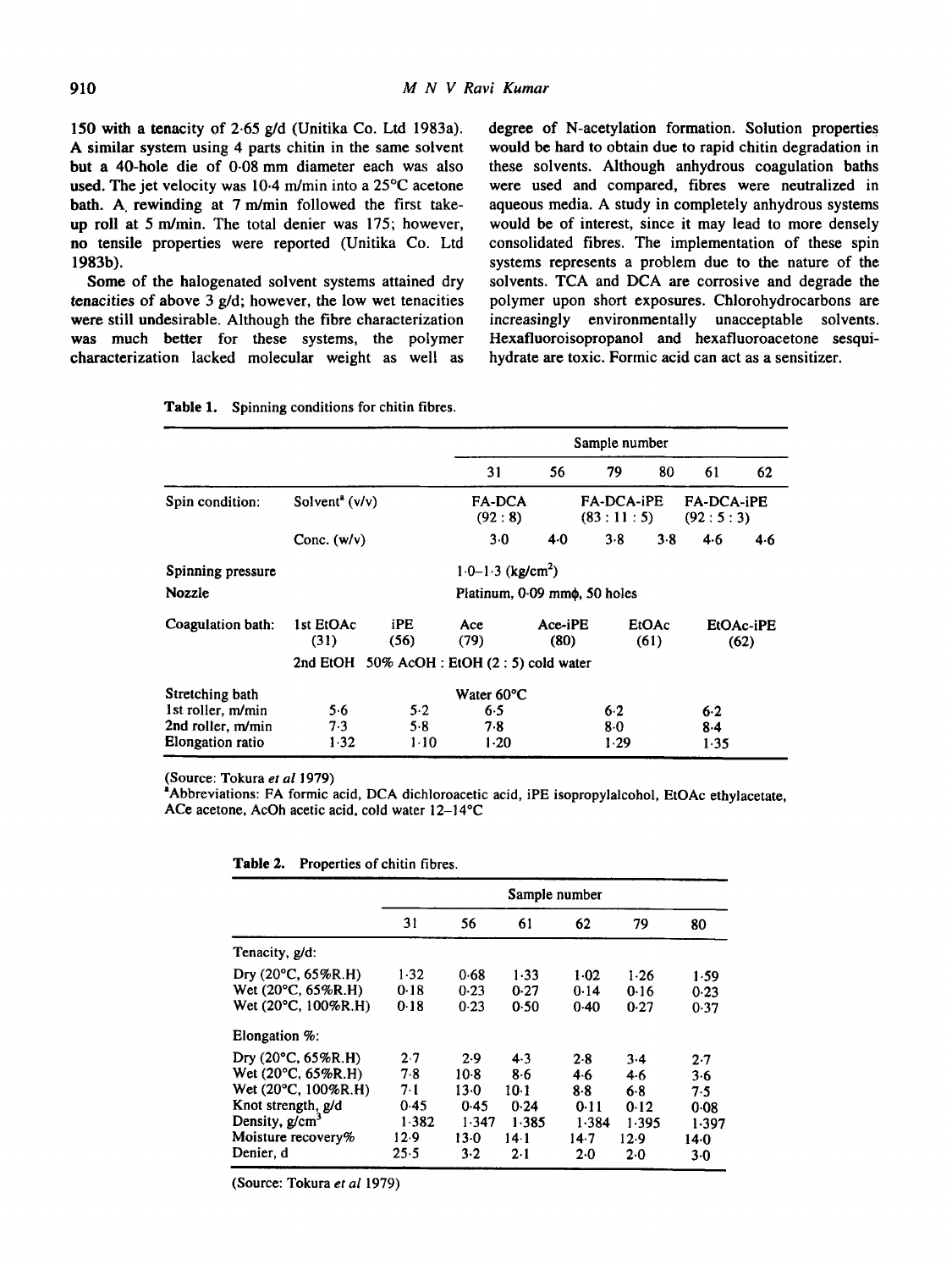150 with a tenacity of 2·65 g/d (Unitika Co. Ltd 1983a). A similar system using 4 parts chitin in the same solvent but a 40-hole die of 0·08 mm diameter each was also used. The jet velocity was 10·4 m/min into a 25°C acetone bath. A rewinding at 7 m/min followed the first take-up roll at 5 m/min. The total denier was 175; however, no tensile properties were reported (Unitika Co. Ltd 1983b).

Some of the halogenated solvent systems attained dry tenacities of above 3 g/d; however, the low wet tenacities were still undesirable. Although the fibre characterization was much better for these systems, the polymer characterization lacked molecular weight as well as degree of N-acetylation formation. Solution properties would be hard to obtain due to rapid chitin degradation in these solvents. Although anhydrous coagulation baths were used and compared, fibres were neutralized in aqueous media. A study in completely anhydrous systems would be of interest, since it may lead to more densely consolidated fibres. The implementation of these spin systems represents a problem due to the nature of the solvents. TCA and DCA are corrosive and degrade the polymer upon short exposures. Chlorohydrocarbons are increasingly environmentally unacceptable solvents. Hexafluoroisopropanol and hexafluoroacetone sesquihydrate are toxic. Formic acid can act as a sensitizer.

**Table 1.** Spinning conditions for chitin fibres.

| | | | Sample number | | | | | |
|---|---|---|---|---|---|---|---|---|
| | | | 31 | 56 | 79 | 80 | 61 | 62 |
| Spin condition: | Solvent[a] (v/v) | | FA-DCA (92 : 8) | | FA-DCA-iPE (83 : 11 : 5) | | FA-DCA-iPE (92 : 5 : 3) | |
| | Conc. (w/v) | | 3·0 | 4·0 | 3·8 | 3·8 | 4·6 | 4·6 |
| Spinning pressure | | | 1·0–1·3 (kg/cm$^2$) | | | | | |
| Nozzle | | | Platinum, 0·09 mmϕ, 50 holes | | | | | |
| Coagulation bath: | 1st EtOAc (31) | iPE (56) | Ace (79) | Ace-iPE (80) | EtOAc (61) | | EtOAc-iPE (62) | |
| | 2nd EtOH | 50% AcOH : EtOH (2 : 5) cold water | | | | | | |
| Stretching bath | | | Water 60°C | | | | | |
| 1st roller, m/min | 5·6 | 5·2 | 6·5 | | 6·2 | | 6·2 | |
| 2nd roller, m/min | 7·3 | 5·8 | 7·8 | | 8·0 | | 8·4 | |
| Elongation ratio | 1·32 | 1·10 | 1·20 | | 1·29 | | 1·35 | |

(Source: Tokura *et al* 1979)

[a]Abbreviations: FA formic acid, DCA dichloroacetic acid, iPE isopropylalcohol, EtOAc ethylacetate, ACe acetone, AcOh acetic acid, cold water 12–14°C

**Table 2.** Properties of chitin fibres.

| | Sample number | | | | | |
|---|---|---|---|---|---|---|
| | 31 | 56 | 61 | 62 | 79 | 80 |
| Tenacity, g/d: | | | | | | |
| Dry (20°C, 65%R.H) | 1·32 | 0·68 | 1·33 | 1·02 | 1·26 | 1·59 |
| Wet (20°C, 65%R.H) | 0·18 | 0·23 | 0·27 | 0·14 | 0·16 | 0·23 |
| Wet (20°C, 100%R.H) | 0·18 | 0·23 | 0·50 | 0·40 | 0·27 | 0·37 |
| Elongation %: | | | | | | |
| Dry (20°C, 65%R.H) | 2·7 | 2·9 | 4·3 | 2·8 | 3·4 | 2·7 |
| Wet (20°C, 65%R.H) | 7·8 | 10·8 | 8·6 | 4·6 | 4·6 | 3·6 |
| Wet (20°C, 100%R.H) | 7·1 | 13·0 | 10·1 | 8·8 | 6·8 | 7·5 |
| Knot strength, g/d | 0·45 | 0·45 | 0·24 | 0·11 | 0·12 | 0·08 |
| Density, g/cm$^3$ | 1·382 | 1·347 | 1·385 | 1·384 | 1·395 | 1·397 |
| Moisture recovery% | 12·9 | 13·0 | 14·1 | 14·7 | 12·9 | 14·0 |
| Denier, d | 25·5 | 3·2 | 2·1 | 2·0 | 2·0 | 3·0 |

(Source: Tokura *et al* 1979)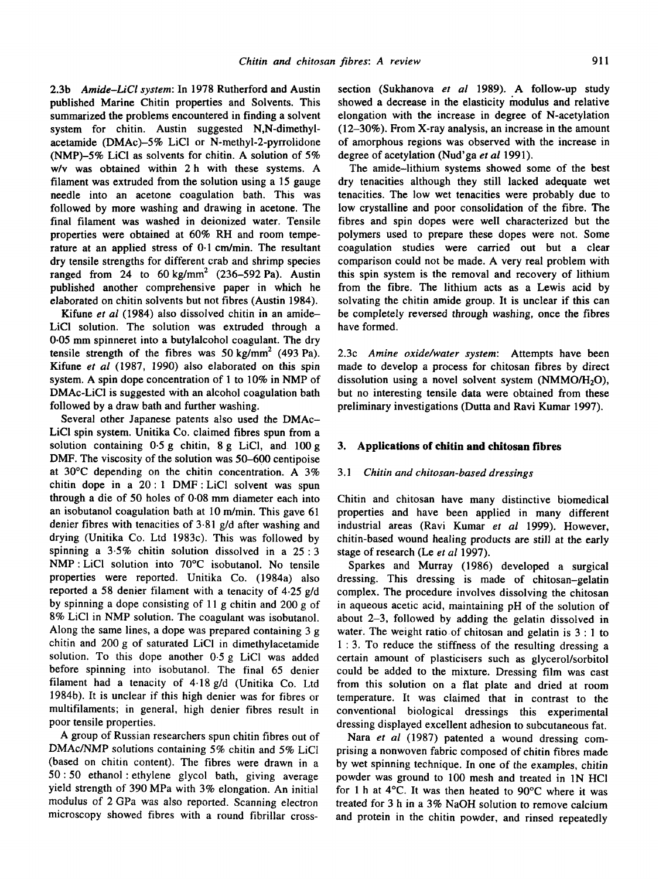**2.3b** *Amide–LiCl system*: In 1978 Rutherford and Austin published Marine Chitin properties and Solvents. This summarized the problems encountered in finding a solvent system for chitin. Austin suggested N,N-dimethylacetamide (DMAc)–5% LiCl or N-methyl-2-pyrrolidone (NMP)–5% LiCl as solvents for chitin. A solution of 5% w/v was obtained within 2 h with these systems. A filament was extruded from the solution using a 15 gauge needle into an acetone coagulation bath. This was followed by more washing and drawing in acetone. The final filament was washed in deionized water. Tensile properties were obtained at 60% RH and room temperature at an applied stress of 0·1 cm/min. The resultant dry tensile strengths for different crab and shrimp species ranged from 24 to 60 kg/mm$^2$ (236–592 Pa). Austin published another comprehensive paper in which he elaborated on chitin solvents but not fibres (Austin 1984).

Kifune *et al* (1984) also dissolved chitin in an amide–LiCl solution. The solution was extruded through a 0·05 mm spinneret into a butylalcohol coagulant. The dry tensile strength of the fibres was 50 kg/mm$^2$ (493 Pa). Kifune *et al* (1987, 1990) also elaborated on this spin system. A spin dope concentration of 1 to 10% in NMP of DMAc-LiCl is suggested with an alcohol coagulation bath followed by a draw bath and further washing.

Several other Japanese patents also used the DMAc–LiCl spin system. Unitika Co. claimed fibres spun from a solution containing 0·5 g chitin, 8 g LiCl, and 100 g DMF. The viscosity of the solution was 50–600 centipoise at 30°C depending on the chitin concentration. A 3% chitin dope in a 20 : 1 DMF : LiCl solvent was spun through a die of 50 holes of 0·08 mm diameter each into an isobutanol coagulation bath at 10 m/min. This gave 61 denier fibres with tenacities of 3·81 g/d after washing and drying (Unitika Co. Ltd 1983c). This was followed by spinning a 3·5% chitin solution dissolved in a 25 : 3 NMP : LiCl solution into 70°C isobutanol. No tensile properties were reported. Unitika Co. (1984a) also reported a 58 denier filament with a tenacity of 4·25 g/d by spinning a dope consisting of 11 g chitin and 200 g of 8% LiCl in NMP solution. The coagulant was isobutanol. Along the same lines, a dope was prepared containing 3 g chitin and 200 g of saturated LiCl in dimethylacetamide solution. To this dope another 0·5 g LiCl was added before spinning into isobutanol. The final 65 denier filament had a tenacity of 4·18 g/d (Unitika Co. Ltd 1984b). It is unclear if this high denier was for fibres or multifilaments; in general, high denier fibres result in poor tensile properties.

A group of Russian researchers spun chitin fibres out of DMAc/NMP solutions containing 5% chitin and 5% LiCl (based on chitin content). The fibres were drawn in a 50 : 50 ethanol : ethylene glycol bath, giving average yield strength of 390 MPa with 3% elongation. An initial modulus of 2 GPa was also reported. Scanning electron microscopy showed fibres with a round fibrillar cross-section (Sukhanova *et al* 1989). A follow-up study showed a decrease in the elasticity modulus and relative elongation with the increase in degree of N-acetylation (12–30%). From X-ray analysis, an increase in the amount of amorphous regions was observed with the increase in degree of acetylation (Nud'ga *et al* 1991).

The amide–lithium systems showed some of the best dry tenacities although they still lacked adequate wet tenacities. The low wet tenacities were probably due to low crystalline and poor consolidation of the fibre. The fibres and spin dopes were well characterized but the polymers used to prepare these dopes were not. Some coagulation studies were carried out but a clear comparison could not be made. A very real problem with this spin system is the removal and recovery of lithium from the fibre. The lithium acts as a Lewis acid by solvating the chitin amide group. It is unclear if this can be completely reversed through washing, once the fibres have formed.

**2.3c** *Amine oxide/water system*: Attempts have been made to develop a process for chitosan fibres by direct dissolution using a novel solvent system (NMMO/$H_2O$), but no interesting tensile data were obtained from these preliminary investigations (Dutta and Ravi Kumar 1997).

## 3. Applications of chitin and chitosan fibres

### 3.1 *Chitin and chitosan-based dressings*

Chitin and chitosan have many distinctive biomedical properties and have been applied in many different industrial areas (Ravi Kumar *et al* 1999). However, chitin-based wound healing products are still at the early stage of research (Le *et al* 1997).

Sparkes and Murray (1986) developed a surgical dressing. This dressing is made of chitosan–gelatin complex. The procedure involves dissolving the chitosan in aqueous acetic acid, maintaining pH of the solution of about 2–3, followed by adding the gelatin dissolved in water. The weight ratio of chitosan and gelatin is 3 : 1 to 1 : 3. To reduce the stiffness of the resulting dressing a certain amount of plasticisers such as glycerol/sorbitol could be added to the mixture. Dressing film was cast from this solution on a flat plate and dried at room temperature. It was claimed that in contrast to the conventional biological dressings this experimental dressing displayed excellent adhesion to subcutaneous fat.

Nara *et al* (1987) patented a wound dressing comprising a nonwoven fabric composed of chitin fibres made by wet spinning technique. In one of the examples, chitin powder was ground to 100 mesh and treated in 1N HCl for 1 h at 4°C. It was then heated to 90°C where it was treated for 3 h in a 3% NaOH solution to remove calcium and protein in the chitin powder, and rinsed repeatedly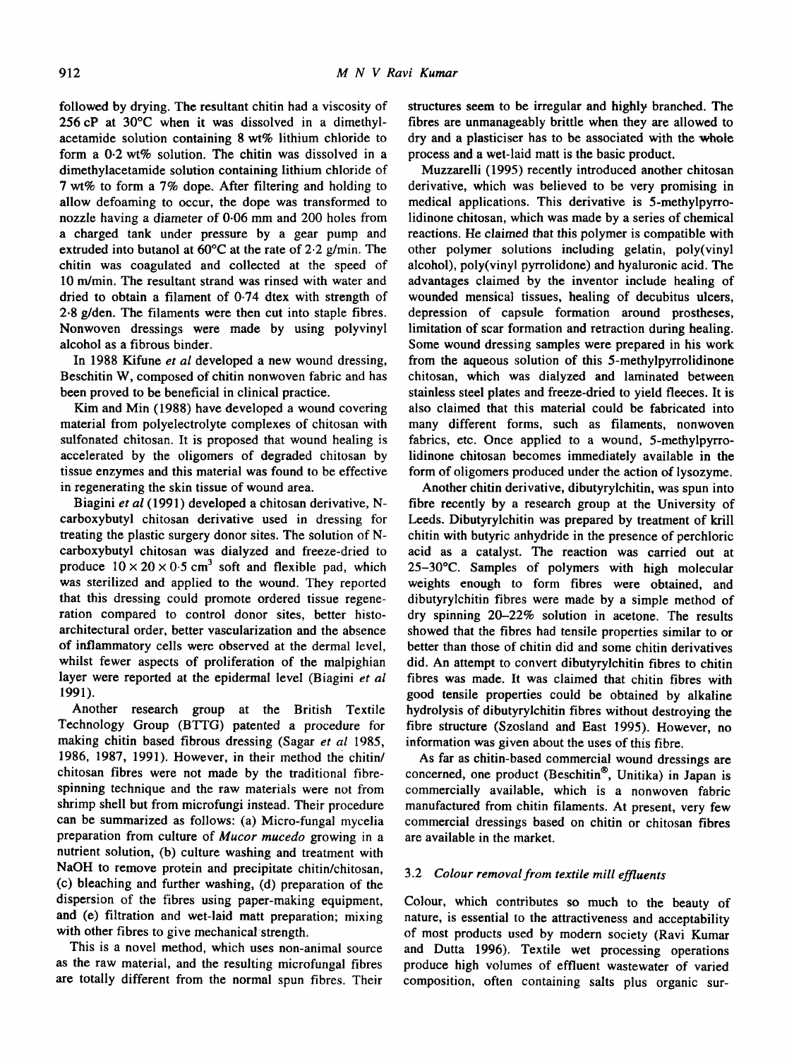followed by drying. The resultant chitin had a viscosity of 256 cP at 30°C when it was dissolved in a dimethylacetamide solution containing 8 wt% lithium chloride to form a 0·2 wt% solution. The chitin was dissolved in a dimethylacetamide solution containing lithium chloride of 7 wt% to form a 7% dope. After filtering and holding to allow defoaming to occur, the dope was transformed to nozzle having a diameter of 0·06 mm and 200 holes from a charged tank under pressure by a gear pump and extruded into butanol at 60°C at the rate of 2·2 g/min. The chitin was coagulated and collected at the speed of 10 m/min. The resultant strand was rinsed with water and dried to obtain a filament of 0·74 dtex with strength of 2·8 g/den. The filaments were then cut into staple fibres. Nonwoven dressings were made by using polyvinyl alcohol as a fibrous binder.

In 1988 Kifune *et al* developed a new wound dressing, Beschitin W, composed of chitin nonwoven fabric and has been proved to be beneficial in clinical practice.

Kim and Min (1988) have developed a wound covering material from polyelectrolyte complexes of chitosan with sulfonated chitosan. It is proposed that wound healing is accelerated by the oligomers of degraded chitosan by tissue enzymes and this material was found to be effective in regenerating the skin tissue of wound area.

Biagini *et al* (1991) developed a chitosan derivative, N-carboxybutyl chitosan derivative used in dressing for treating the plastic surgery donor sites. The solution of N-carboxybutyl chitosan was dialyzed and freeze-dried to produce $10 \times 20 \times 0{\cdot}5$ cm$^3$ soft and flexible pad, which was sterilized and applied to the wound. They reported that this dressing could promote ordered tissue regeneration compared to control donor sites, better histoarchitectural order, better vascularization and the absence of inflammatory cells were observed at the dermal level, whilst fewer aspects of proliferation of the malpighian layer were reported at the epidermal level (Biagini *et al* 1991).

Another research group at the British Textile Technology Group (BTTG) patented a procedure for making chitin based fibrous dressing (Sagar *et al* 1985, 1986, 1987, 1991). However, in their method the chitin/chitosan fibres were not made by the traditional fibre-spinning technique and the raw materials were not from shrimp shell but from microfungi instead. Their procedure can be summarized as follows: (a) Micro-fungal mycelia preparation from culture of *Mucor mucedo* growing in a nutrient solution, (b) culture washing and treatment with NaOH to remove protein and precipitate chitin/chitosan, (c) bleaching and further washing, (d) preparation of the dispersion of the fibres using paper-making equipment, and (e) filtration and wet-laid matt preparation; mixing with other fibres to give mechanical strength.

This is a novel method, which uses non-animal source as the raw material, and the resulting microfungal fibres are totally different from the normal spun fibres. Their structures seem to be irregular and highly branched. The fibres are unmanageably brittle when they are allowed to dry and a plasticiser has to be associated with the whole process and a wet-laid matt is the basic product.

Muzzarelli (1995) recently introduced another chitosan derivative, which was believed to be very promising in medical applications. This derivative is 5-methylpyrrolidinone chitosan, which was made by a series of chemical reactions. He claimed that this polymer is compatible with other polymer solutions including gelatin, poly(vinyl alcohol), poly(vinyl pyrrolidone) and hyaluronic acid. The advantages claimed by the inventor include healing of wounded mensical tissues, healing of decubitus ulcers, depression of capsule formation around prostheses, limitation of scar formation and retraction during healing. Some wound dressing samples were prepared in his work from the aqueous solution of this 5-methylpyrrolidinone chitosan, which was dialyzed and laminated between stainless steel plates and freeze-dried to yield fleeces. It is also claimed that this material could be fabricated into many different forms, such as filaments, nonwoven fabrics, etc. Once applied to a wound, 5-methylpyrrolidinone chitosan becomes immediately available in the form of oligomers produced under the action of lysozyme.

Another chitin derivative, dibutyrylchitin, was spun into fibre recently by a research group at the University of Leeds. Dibutyrylchitin was prepared by treatment of krill chitin with butyric anhydride in the presence of perchloric acid as a catalyst. The reaction was carried out at 25–30°C. Samples of polymers with high molecular weights enough to form fibres were obtained, and dibutyrylchitin fibres were made by a simple method of dry spinning 20–22% solution in acetone. The results showed that the fibres had tensile properties similar to or better than those of chitin did and some chitin derivatives did. An attempt to convert dibutyrylchitin fibres to chitin fibres was made. It was claimed that chitin fibres with good tensile properties could be obtained by alkaline hydrolysis of dibutyrylchitin fibres without destroying the fibre structure (Szosland and East 1995). However, no information was given about the uses of this fibre.

As far as chitin-based commercial wound dressings are concerned, one product (Beschitin®, Unitika) in Japan is commercially available, which is a nonwoven fabric manufactured from chitin filaments. At present, very few commercial dressings based on chitin or chitosan fibres are available in the market.

### 3.2 *Colour removal from textile mill effluents*

Colour, which contributes so much to the beauty of nature, is essential to the attractiveness and acceptability of most products used by modern society (Ravi Kumar and Dutta 1996). Textile wet processing operations produce high volumes of effluent wastewater of varied composition, often containing salts plus organic sur-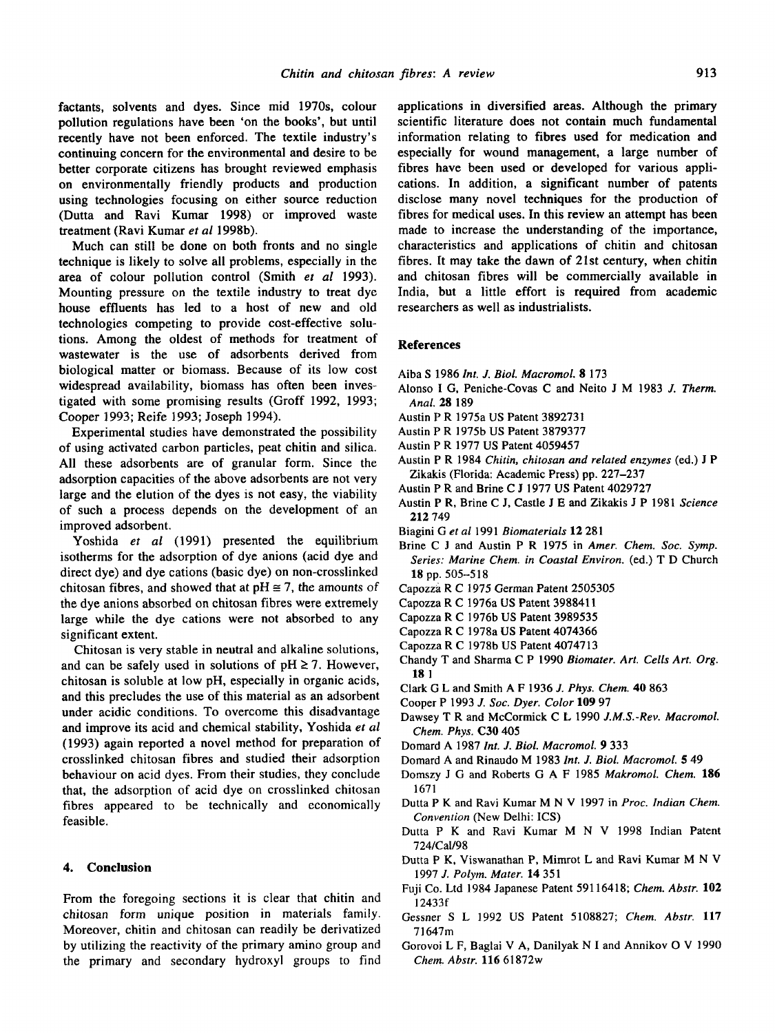factants, solvents and dyes. Since mid 1970s, colour pollution regulations have been 'on the books', but until recently have not been enforced. The textile industry's continuing concern for the environmental and desire to be better corporate citizens has brought reviewed emphasis on environmentally friendly products and production using technologies focusing on either source reduction (Dutta and Ravi Kumar 1998) or improved waste treatment (Ravi Kumar *et al* 1998b).

Much can still be done on both fronts and no single technique is likely to solve all problems, especially in the area of colour pollution control (Smith *et al* 1993). Mounting pressure on the textile industry to treat dye house effluents has led to a host of new and old technologies competing to provide cost-effective solutions. Among the oldest of methods for treatment of wastewater is the use of adsorbents derived from biological matter or biomass. Because of its low cost widespread availability, biomass has often been investigated with some promising results (Groff 1992, 1993; Cooper 1993; Reife 1993; Joseph 1994).

Experimental studies have demonstrated the possibility of using activated carbon particles, peat chitin and silica. All these adsorbents are of granular form. Since the adsorption capacities of the above adsorbents are not very large and the elution of the dyes is not easy, the viability of such a process depends on the development of an improved adsorbent.

Yoshida *et al* (1991) presented the equilibrium isotherms for the adsorption of dye anions (acid dye and direct dye) and dye cations (basic dye) on non-crosslinked chitosan fibres, and showed that at $pH \cong 7$, the amounts of the dye anions absorbed on chitosan fibres were extremely large while the dye cations were not absorbed to any significant extent.

Chitosan is very stable in neutral and alkaline solutions, and can be safely used in solutions of $pH \geq 7$. However, chitosan is soluble at low pH, especially in organic acids, and this precludes the use of this material as an adsorbent under acidic conditions. To overcome this disadvantage and improve its acid and chemical stability, Yoshida *et al* (1993) again reported a novel method for preparation of crosslinked chitosan fibres and studied their adsorption behaviour on acid dyes. From their studies, they conclude that, the adsorption of acid dye on crosslinked chitosan fibres appeared to be technically and economically feasible.

## 4. Conclusion

From the foregoing sections it is clear that chitin and chitosan form unique position in materials family. Moreover, chitin and chitosan can readily be derivatized by utilizing the reactivity of the primary amino group and the primary and secondary hydroxyl groups to find applications in diversified areas. Although the primary scientific literature does not contain much fundamental information relating to fibres used for medication and especially for wound management, a large number of fibres have been used or developed for various applications. In addition, a significant number of patents disclose many novel techniques for the production of fibres for medical uses. In this review an attempt has been made to increase the understanding of the importance, characteristics and applications of chitin and chitosan fibres. It may take the dawn of 21st century, when chitin and chitosan fibres will be commercially available in India, but a little effort is required from academic researchers as well as industrialists.

## References

Aiba S 1986 *Int. J. Biol. Macromol.* **8** 173

Alonso I G, Peniche-Covas C and Neito J M 1983 *J. Therm. Anal.* **28** 189

Austin P R 1975a US Patent 3892731

Austin P R 1975b US Patent 3879377

Austin P R 1977 US Patent 4059457

Austin P R 1984 *Chitin, chitosan and related enzymes* (ed.) J P Zikakis (Florida: Academic Press) pp. 227–237

Austin P R and Brine C J 1977 US Patent 4029727

Austin P R, Brine C J, Castle J E and Zikakis J P 1981 *Science* **212** 749

Biagini G *et al* 1991 *Biomaterials* **12** 281

Brine C J and Austin P R 1975 in *Amer. Chem. Soc. Symp. Series: Marine Chem. in Coastal Environ.* (ed.) T D Church **18** pp. 505–518

Capozza R C 1975 German Patent 2505305

Capozza R C 1976a US Patent 3988411

Capozza R C 1976b US Patent 3989535

Capozza R C 1978a US Patent 4074366

Capozza R C 1978b US Patent 4074713

Chandy T and Sharma C P 1990 *Biomater. Art. Cells Art. Org.* **18** 1

Clark G L and Smith A F 1936 *J. Phys. Chem.* **40** 863

Cooper P 1993 *J. Soc. Dyer. Color* **109** 97

Dawsey T R and McCormick C L 1990 *J.M.S.-Rev. Macromol. Chem. Phys.* **C30** 405

Domard A 1987 *Int. J. Biol. Macromol.* **9** 333

Domard A and Rinaudo M 1983 *Int. J. Biol. Macromol.* **5** 49

Domszy J G and Roberts G A F 1985 *Makromol. Chem.* **186** 1671

Dutta P K and Ravi Kumar M N V 1997 in *Proc. Indian Chem. Convention* (New Delhi: ICS)

Dutta P K and Ravi Kumar M N V 1998 Indian Patent 724/Cal/98

Dutta P K, Viswanathan P, Mimrot L and Ravi Kumar M N V 1997 *J. Polym. Mater.* **14** 351

Fuji Co. Ltd 1984 Japanese Patent 59116418; *Chem. Abstr.* **102** 12433f

Gessner S L 1992 US Patent 5108827; *Chem. Abstr.* **117** 71647m

Gorovoi L F, Baglai V A, Danilyak N I and Annikov O V 1990 *Chem. Abstr.* **116** 61872w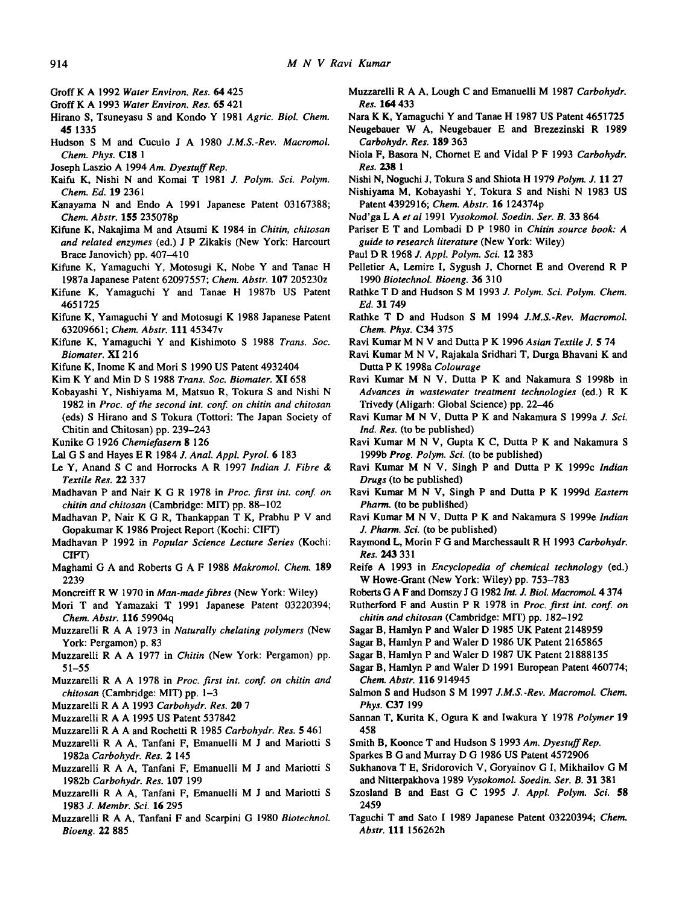Groff K A 1992 *Water Environ. Res.* **64** 425

Groff K A 1993 *Water Environ. Res.* **65** 421

Hirano S, Tsuneyasu S and Kondo Y 1981 *Agric. Biol. Chem.* **45** 1335

Hudson S M and Cuculo J A 1980 *J.M.S.-Rev. Macromol. Chem. Phys.* **C18** 1

Joseph Laszio A 1994 *Am. Dyestuff Rep.*

Kaifu K, Nishi N and Komai T 1981 *J. Polym. Sci. Polym. Chem. Ed.* **19** 2361

Kanayama N and Endo A 1991 Japanese Patent 03167388; *Chem. Abstr.* **155** 235078p

Kifune K, Nakajima M and Atsumi K 1984 in *Chitin, chitosan and related enzymes* (ed.) J P Zikakis (New York: Harcourt Brace Janovich) pp. 407–410

Kifune K, Yamaguchi Y, Motosugi K, Nobe Y and Tanae H 1987a Japanese Patent 62097557; *Chem. Abstr.* **107** 205230z

Kifune K, Yamaguchi Y and Tanae H 1987b US Patent 4651725

Kifune K, Yamaguchi Y and Motosugi K 1988 Japanese Patent 63209661; *Chem. Abstr.* **111** 45347v

Kifune K, Yamaguchi Y and Kishimoto S 1988 *Trans. Soc. Biomater.* **XI** 216

Kifune K, Inome K and Mori S 1990 US Patent 4932404

Kim K Y and Min D S 1988 *Trans. Soc. Biomater.* **XI** 658

Kobayashi Y, Nishiyama M, Matsuo R, Tokura S and Nishi N 1982 in *Proc. of the second int. conf. on chitin and chitosan* (eds) S Hirano and S Tokura (Tottori: The Japan Society of Chitin and Chitosan) pp. 239–243

Kunike G 1926 *Chemiefasern* **8** 126

Lal G S and Hayes E R 1984 *J. Anal. Appl. Pyrol.* **6** 183

Le Y, Anand S C and Horrocks A R 1997 *Indian J. Fibre & Textile Res.* **22** 337

Madhavan P and Nair K G R 1978 in *Proc. first int. conf. on chitin and chitosan* (Cambridge: MIT) pp. 88–102

Madhavan P, Nair K G R, Thankappan T K, Prabhu P V and Gopakumar K 1986 Project Report (Kochi: CIFT)

Madhavan P 1992 in *Popular Science Lecture Series* (Kochi: CIFT)

Maghami G A and Roberts G A F 1988 *Makromol. Chem.* **189** 2239

Moncreiff R W 1970 in *Man-made fibres* (New York: Wiley)

Mori T and Yamazaki T 1991 Japanese Patent 03220394; *Chem. Abstr.* **116** 59904q

Muzzarelli R A A 1973 in *Naturally chelating polymers* (New York: Pergamon) p. 83

Muzzarelli R A A 1977 in *Chitin* (New York: Pergamon) pp. 51–55

Muzzarelli R A A 1978 in *Proc. first int. conf. on chitin and chitosan* (Cambridge: MIT) pp. 1–3

Muzzarelli R A A 1993 *Carbohydr. Res.* **20** 7

Muzzarelli R A A 1995 US Patent 537842

Muzzarelli R A A and Rochetti R 1985 *Carbohydr. Res.* **5** 461

Muzzarelli R A A, Tanfani F, Emanuelli M J and Mariotti S 1982a *Carbohydr. Res.* **2** 145

Muzzarelli R A A, Tanfani F, Emanuelli M J and Mariotti S 1982b *Carbohydr. Res.* **107** 199

Muzzarelli R A A, Tanfani F, Emanuelli M J and Mariotti S 1983 *J. Membr. Sci.* **16** 295

Muzzarelli R A A, Tanfani F and Scarpini G 1980 *Biotechnol. Bioeng.* **22** 885

Muzzarelli R A A, Lough C and Emanuelli M 1987 *Carbohydr. Res.* **164** 433

Nara K K, Yamaguchi Y and Tanae H 1987 US Patent 4651725

Neugebauer W A, Neugebauer E and Brezezinski R 1989 *Carbohydr. Res.* **189** 363

Niola F, Basora N, Chornet E and Vidal P F 1993 *Carbohydr. Res.* **238** 1

Nishi N, Noguchi J, Tokura S and Shiota H 1979 *Polym. J.* **11** 27

Nishiyama M, Kobayashi Y, Tokura S and Nishi N 1983 US Patent 4392916; *Chem. Abstr.* **16** 124374p

Nud'ga L A *et al* 1991 *Vysokomol. Soedin. Ser. B.* **33** 864

Pariser E T and Lombadi D P 1980 in *Chitin source book: A guide to research literature* (New York: Wiley)

Paul D R 1968 *J. Appl. Polym. Sci.* **12** 383

Pelletier A, Lemire I, Sygush J, Chornet E and Overend R P 1990 *Biotechnol. Bioeng.* **36** 310

Rathke T D and Hudson S M 1993 *J. Polym. Sci. Polym. Chem. Ed.* **31** 749

Rathke T D and Hudson S M 1994 *J.M.S.-Rev. Macromol. Chem. Phys.* **C34** 375

Ravi Kumar M N V and Dutta P K 1996 *Asian Textile J.* **5** 74

Ravi Kumar M N V, Rajakala Sridhari T, Durga Bhavani K and Dutta P K 1998a *Colourage*

Ravi Kumar M N V, Dutta P K and Nakamura S 1998b in *Advances in wastewater treatment technologies* (ed.) R K Trivedy (Aligarh: Global Science) pp. 22–46

Ravi Kumar M N V, Dutta P K and Nakamura S 1999a *J. Sci. Ind. Res.* (to be published)

Ravi Kumar M N V, Gupta K C, Dutta P K and Nakamura S 1999b *Prog. Polym. Sci.* (to be published)

Ravi Kumar M N V, Singh P and Dutta P K 1999c *Indian Drugs* (to be published)

Ravi Kumar M N V, Singh P and Dutta P K 1999d *Eastern Pharm.* (to be published)

Ravi Kumar M N V, Dutta P K and Nakamura S 1999e *Indian J. Pharm. Sci.* (to be published)

Raymond L, Morin F G and Marchessault R H 1993 *Carbohydr. Res.* **243** 331

Reife A 1993 in *Encyclopedia of chemical technology* (ed.) W Howe-Grant (New York: Wiley) pp. 753–783

Roberts G A F and Domszy J G 1982 *Int. J. Biol. Macromol.* **4** 374

Rutherford F and Austin P R 1978 in *Proc. first int. conf. on chitin and chitosan* (Cambridge: MIT) pp. 182–192

Sagar B, Hamlyn P and Waler D 1985 UK Patent 2148959

Sagar B, Hamlyn P and Waler D 1986 UK Patent 2165865

Sagar B, Hamlyn P and Waler D 1987 UK Patent 21888135

Sagar B, Hamlyn P and Waler D 1991 European Patent 460774; *Chem. Abstr.* **116** 914945

Salmon S and Hudson S M 1997 *J.M.S.-Rev. Macromol. Chem. Phys.* **C37** 199

Sannan T, Kurita K, Ogura K and Iwakura Y 1978 *Polymer* **19** 458

Smith B, Koonce T and Hudson S 1993 *Am. Dyestuff Rep.*

Sparkes B G and Murray D G 1986 US Patent 4572906

Sukhanova T E, Sridorovich V, Goryainov G I, Mikhailov G M and Nitterpakhova 1989 *Vysokomol. Soedin. Ser. B.* **31** 381

Szosland B and East G C 1995 *J. Appl. Polym. Sci.* **58** 2459

Taguchi T and Sato I 1989 Japanese Patent 03220394; *Chem. Abstr.* **111** 156262h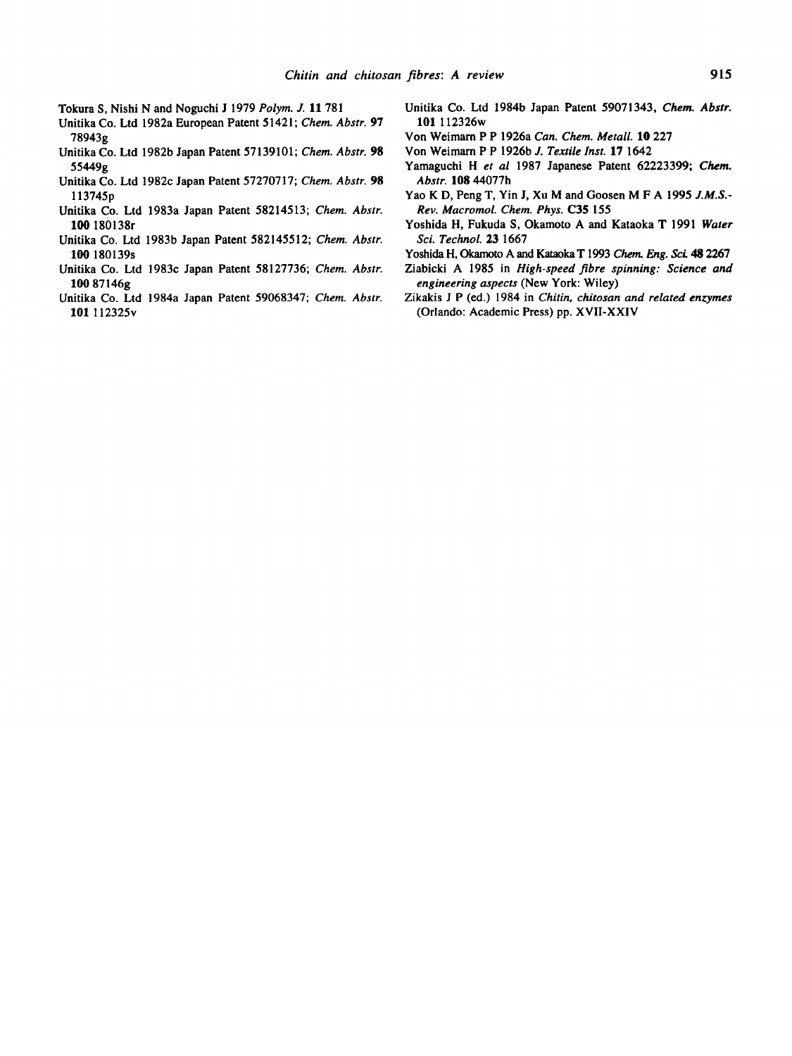Tokura S, Nishi N and Noguchi J 1979 *Polym. J.* **11** 781

Unitika Co. Ltd 1982a European Patent 51421; *Chem. Abstr.* **97** 78943g

Unitika Co. Ltd 1982b Japan Patent 57139101; *Chem. Abstr.* **98** 55449g

Unitika Co. Ltd 1982c Japan Patent 57270717; *Chem. Abstr.* **98** 113745p

Unitika Co. Ltd 1983a Japan Patent 58214513; *Chem. Abstr.* **100** 180138r

Unitika Co. Ltd 1983b Japan Patent 582145512; *Chem. Abstr.* **100** 180139s

Unitika Co. Ltd 1983c Japan Patent 58127736; *Chem. Abstr.* **100** 87146g

Unitika Co. Ltd 1984a Japan Patent 59068347; *Chem. Abstr.* **101** 112325v

Unitika Co. Ltd 1984b Japan Patent 59071343, *Chem. Abstr.* **101** 112326w

Von Weimarn P P 1926a *Can. Chem. Metall.* **10** 227

Von Weimarn P P 1926b *J. Textile Inst.* **17** 1642

Yamaguchi H *et al* 1987 Japanese Patent 62223399; *Chem. Abstr.* **108** 44077h

Yao K D, Peng T, Yin J, Xu M and Goosen M F A 1995 *J.M.S.-Rev. Macromol. Chem. Phys.* **C35** 155

Yoshida H, Fukuda S, Okamoto A and Kataoka T 1991 *Water Sci. Technol.* **23** 1667

Yoshida H, Okamoto A and Kataoka T 1993 *Chem. Eng. Sci.* **48** 2267

Ziabicki A 1985 in *High-speed fibre spinning: Science and engineering aspects* (New York: Wiley)

Zikakis J P (ed.) 1984 in *Chitin, chitosan and related enzymes* (Orlando: Academic Press) pp. XVII-XXIV